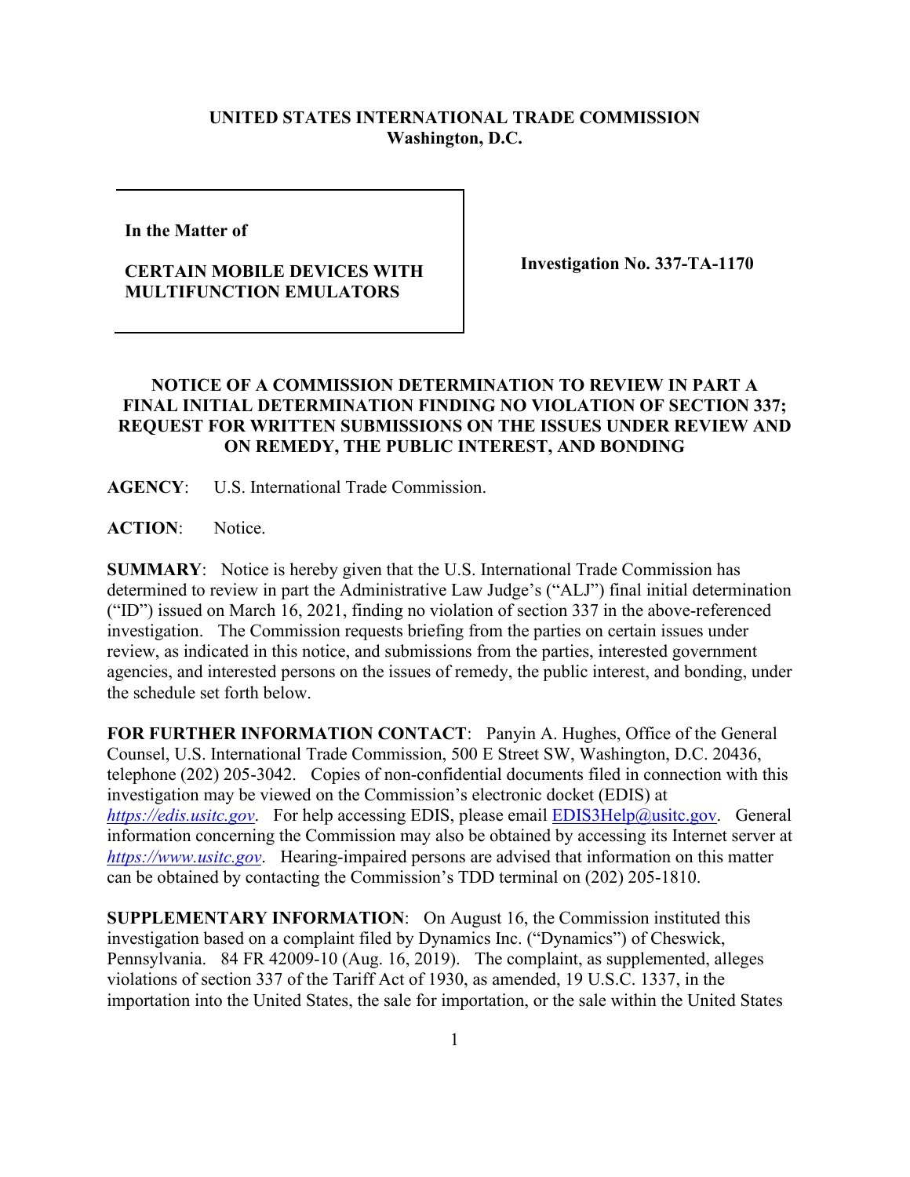**UNITED STATES INTERNATIONAL TRADE COMMISSION**
**Washington, D.C.**

| | |
|---|---|
| **In the Matter of**<br><br>**CERTAIN MOBILE DEVICES WITH MULTIFUNCTION EMULATORS** | **Investigation No. 337-TA-1170** |

**NOTICE OF A COMMISSION DETERMINATION TO REVIEW IN PART A FINAL INITIAL DETERMINATION FINDING NO VIOLATION OF SECTION 337; REQUEST FOR WRITTEN SUBMISSIONS ON THE ISSUES UNDER REVIEW AND ON REMEDY, THE PUBLIC INTEREST, AND BONDING**

**AGENCY**: U.S. International Trade Commission.

**ACTION**: Notice.

**SUMMARY**: Notice is hereby given that the U.S. International Trade Commission has determined to review in part the Administrative Law Judge's ("ALJ") final initial determination ("ID") issued on March 16, 2021, finding no violation of section 337 in the above-referenced investigation. The Commission requests briefing from the parties on certain issues under review, as indicated in this notice, and submissions from the parties, interested government agencies, and interested persons on the issues of remedy, the public interest, and bonding, under the schedule set forth below.

**FOR FURTHER INFORMATION CONTACT**: Panyin A. Hughes, Office of the General Counsel, U.S. International Trade Commission, 500 E Street SW, Washington, D.C. 20436, telephone (202) 205-3042. Copies of non-confidential documents filed in connection with this investigation may be viewed on the Commission's electronic docket (EDIS) at *https://edis.usitc.gov*. For help accessing EDIS, please email EDIS3Help@usitc.gov. General information concerning the Commission may also be obtained by accessing its Internet server at *https://www.usitc.gov*. Hearing-impaired persons are advised that information on this matter can be obtained by contacting the Commission's TDD terminal on (202) 205-1810.

**SUPPLEMENTARY INFORMATION**: On August 16, the Commission instituted this investigation based on a complaint filed by Dynamics Inc. ("Dynamics") of Cheswick, Pennsylvania. 84 FR 42009-10 (Aug. 16, 2019). The complaint, as supplemented, alleges violations of section 337 of the Tariff Act of 1930, as amended, 19 U.S.C. 1337, in the importation into the United States, the sale for importation, or the sale within the United States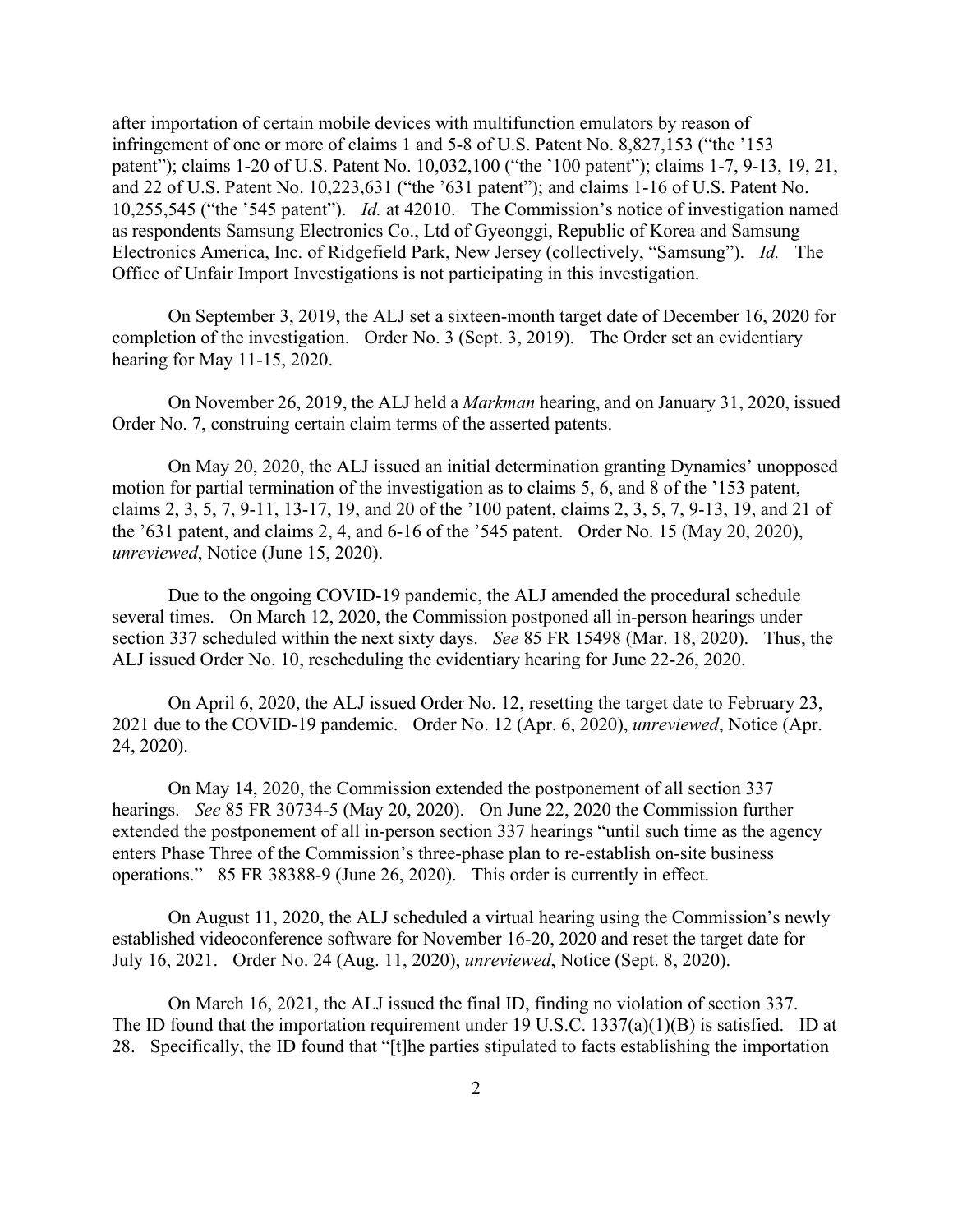after importation of certain mobile devices with multifunction emulators by reason of infringement of one or more of claims 1 and 5-8 of U.S. Patent No. 8,827,153 ("the '153 patent"); claims 1-20 of U.S. Patent No. 10,032,100 ("the '100 patent"); claims 1-7, 9-13, 19, 21, and 22 of U.S. Patent No. 10,223,631 ("the '631 patent"); and claims 1-16 of U.S. Patent No. 10,255,545 ("the '545 patent"). *Id.* at 42010. The Commission's notice of investigation named as respondents Samsung Electronics Co., Ltd of Gyeonggi, Republic of Korea and Samsung Electronics America, Inc. of Ridgefield Park, New Jersey (collectively, "Samsung"). *Id.* The Office of Unfair Import Investigations is not participating in this investigation.

On September 3, 2019, the ALJ set a sixteen-month target date of December 16, 2020 for completion of the investigation. Order No. 3 (Sept. 3, 2019). The Order set an evidentiary hearing for May 11-15, 2020.

On November 26, 2019, the ALJ held a *Markman* hearing, and on January 31, 2020, issued Order No. 7, construing certain claim terms of the asserted patents.

On May 20, 2020, the ALJ issued an initial determination granting Dynamics' unopposed motion for partial termination of the investigation as to claims 5, 6, and 8 of the '153 patent, claims 2, 3, 5, 7, 9-11, 13-17, 19, and 20 of the '100 patent, claims 2, 3, 5, 7, 9-13, 19, and 21 of the '631 patent, and claims 2, 4, and 6-16 of the '545 patent. Order No. 15 (May 20, 2020), *unreviewed*, Notice (June 15, 2020).

Due to the ongoing COVID-19 pandemic, the ALJ amended the procedural schedule several times. On March 12, 2020, the Commission postponed all in-person hearings under section 337 scheduled within the next sixty days. *See* 85 FR 15498 (Mar. 18, 2020). Thus, the ALJ issued Order No. 10, rescheduling the evidentiary hearing for June 22-26, 2020.

On April 6, 2020, the ALJ issued Order No. 12, resetting the target date to February 23, 2021 due to the COVID-19 pandemic. Order No. 12 (Apr. 6, 2020), *unreviewed*, Notice (Apr. 24, 2020).

On May 14, 2020, the Commission extended the postponement of all section 337 hearings. *See* 85 FR 30734-5 (May 20, 2020). On June 22, 2020 the Commission further extended the postponement of all in-person section 337 hearings "until such time as the agency enters Phase Three of the Commission's three-phase plan to re-establish on-site business operations." 85 FR 38388-9 (June 26, 2020). This order is currently in effect.

On August 11, 2020, the ALJ scheduled a virtual hearing using the Commission's newly established videoconference software for November 16-20, 2020 and reset the target date for July 16, 2021. Order No. 24 (Aug. 11, 2020), *unreviewed*, Notice (Sept. 8, 2020).

On March 16, 2021, the ALJ issued the final ID, finding no violation of section 337. The ID found that the importation requirement under 19 U.S.C. 1337(a)(1)(B) is satisfied. ID at 28. Specifically, the ID found that "[t]he parties stipulated to facts establishing the importation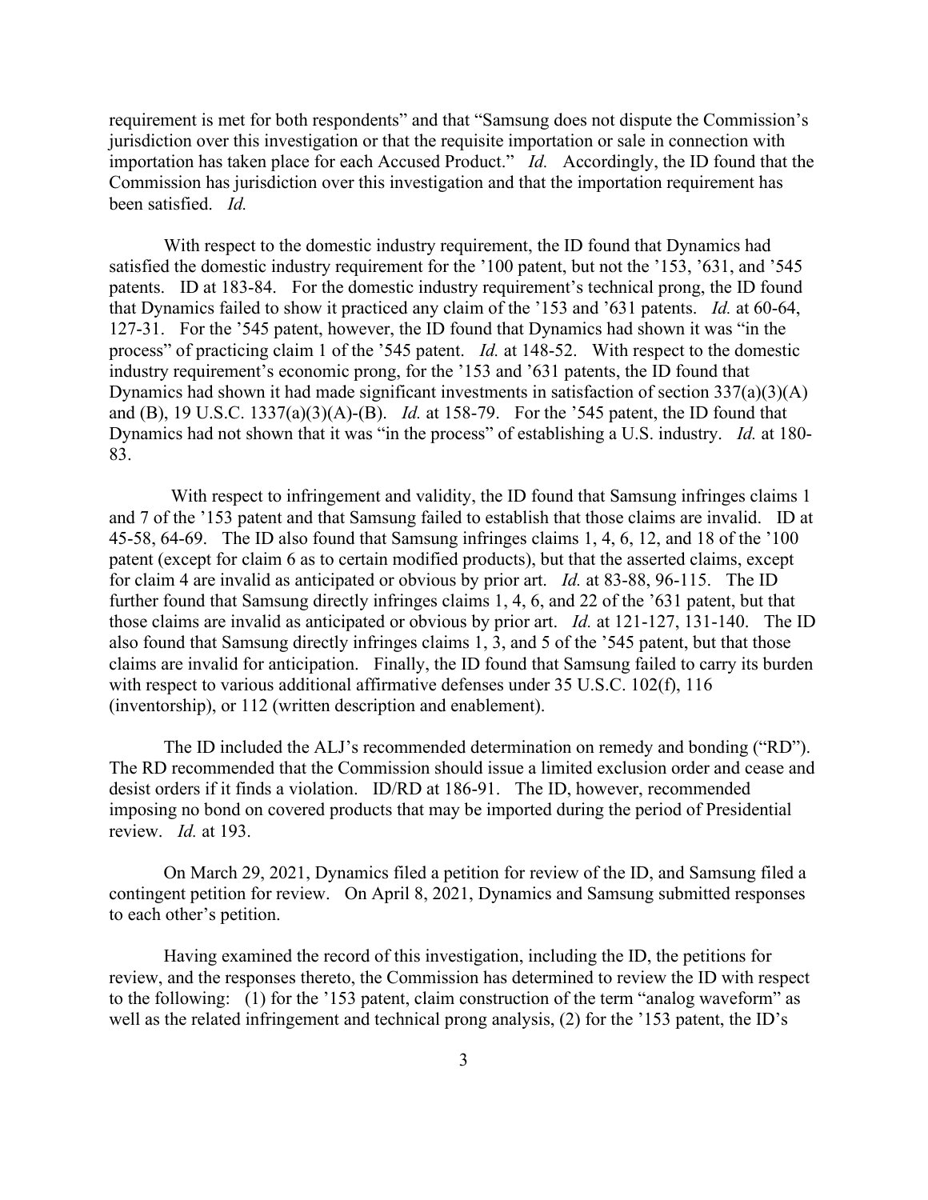requirement is met for both respondents" and that "Samsung does not dispute the Commission's jurisdiction over this investigation or that the requisite importation or sale in connection with importation has taken place for each Accused Product." *Id.* Accordingly, the ID found that the Commission has jurisdiction over this investigation and that the importation requirement has been satisfied. *Id.*

With respect to the domestic industry requirement, the ID found that Dynamics had satisfied the domestic industry requirement for the '100 patent, but not the '153, '631, and '545 patents. ID at 183-84. For the domestic industry requirement's technical prong, the ID found that Dynamics failed to show it practiced any claim of the '153 and '631 patents. *Id.* at 60-64, 127-31. For the '545 patent, however, the ID found that Dynamics had shown it was "in the process" of practicing claim 1 of the '545 patent. *Id.* at 148-52. With respect to the domestic industry requirement's economic prong, for the '153 and '631 patents, the ID found that Dynamics had shown it had made significant investments in satisfaction of section 337(a)(3)(A) and (B), 19 U.S.C. 1337(a)(3)(A)-(B). *Id.* at 158-79. For the '545 patent, the ID found that Dynamics had not shown that it was "in the process" of establishing a U.S. industry. *Id.* at 180-83.

With respect to infringement and validity, the ID found that Samsung infringes claims 1 and 7 of the '153 patent and that Samsung failed to establish that those claims are invalid. ID at 45-58, 64-69. The ID also found that Samsung infringes claims 1, 4, 6, 12, and 18 of the '100 patent (except for claim 6 as to certain modified products), but that the asserted claims, except for claim 4 are invalid as anticipated or obvious by prior art. *Id.* at 83-88, 96-115. The ID further found that Samsung directly infringes claims 1, 4, 6, and 22 of the '631 patent, but that those claims are invalid as anticipated or obvious by prior art. *Id.* at 121-127, 131-140. The ID also found that Samsung directly infringes claims 1, 3, and 5 of the '545 patent, but that those claims are invalid for anticipation. Finally, the ID found that Samsung failed to carry its burden with respect to various additional affirmative defenses under 35 U.S.C. 102(f), 116 (inventorship), or 112 (written description and enablement).

The ID included the ALJ's recommended determination on remedy and bonding ("RD"). The RD recommended that the Commission should issue a limited exclusion order and cease and desist orders if it finds a violation. ID/RD at 186-91. The ID, however, recommended imposing no bond on covered products that may be imported during the period of Presidential review. *Id.* at 193.

On March 29, 2021, Dynamics filed a petition for review of the ID, and Samsung filed a contingent petition for review. On April 8, 2021, Dynamics and Samsung submitted responses to each other's petition.

Having examined the record of this investigation, including the ID, the petitions for review, and the responses thereto, the Commission has determined to review the ID with respect to the following: (1) for the '153 patent, claim construction of the term "analog waveform" as well as the related infringement and technical prong analysis, (2) for the '153 patent, the ID's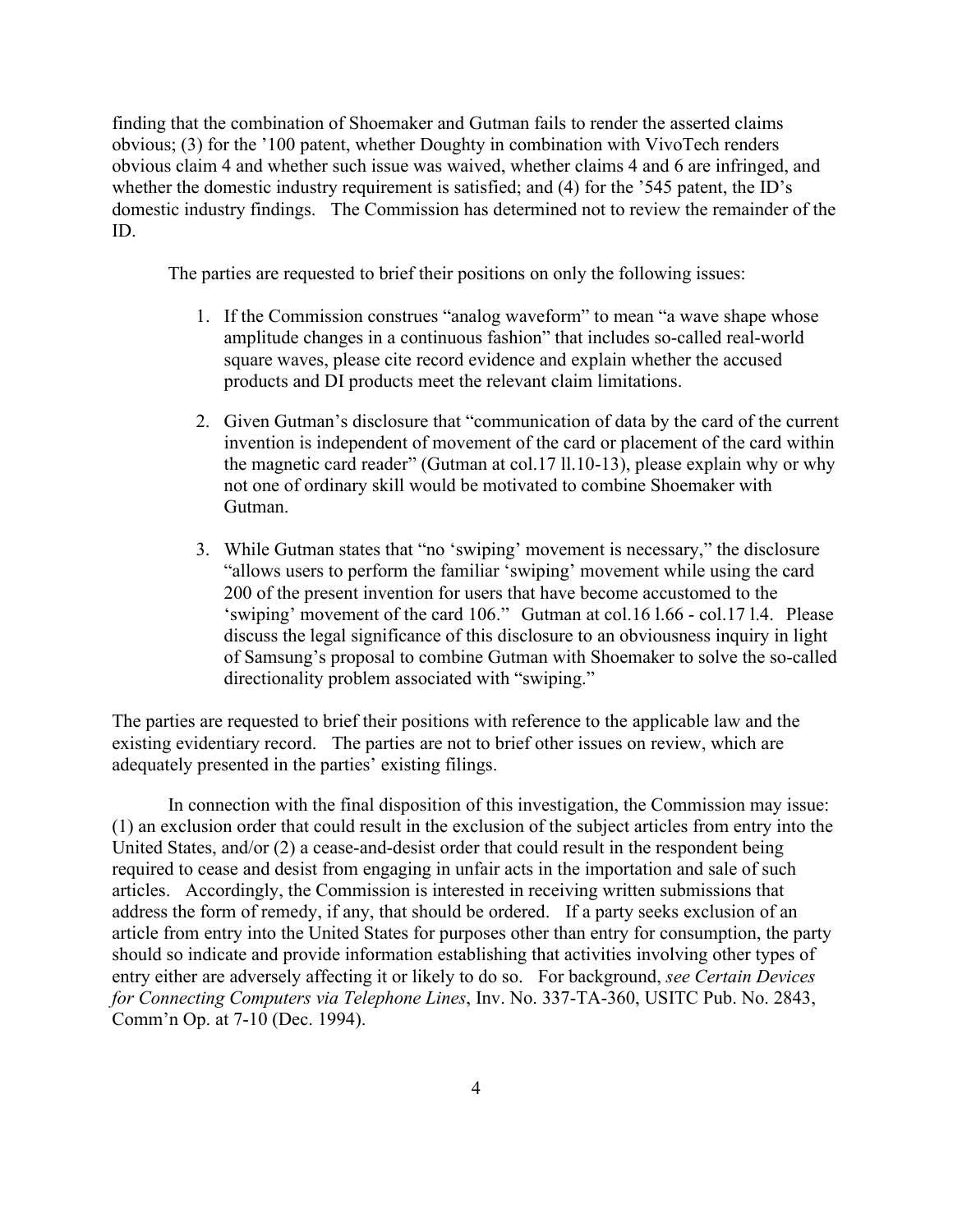finding that the combination of Shoemaker and Gutman fails to render the asserted claims obvious; (3) for the '100 patent, whether Doughty in combination with VivoTech renders obvious claim 4 and whether such issue was waived, whether claims 4 and 6 are infringed, and whether the domestic industry requirement is satisfied; and (4) for the '545 patent, the ID's domestic industry findings. The Commission has determined not to review the remainder of the ID.

The parties are requested to brief their positions on only the following issues:

1. If the Commission construes "analog waveform" to mean "a wave shape whose amplitude changes in a continuous fashion" that includes so-called real-world square waves, please cite record evidence and explain whether the accused products and DI products meet the relevant claim limitations.

2. Given Gutman's disclosure that "communication of data by the card of the current invention is independent of movement of the card or placement of the card within the magnetic card reader" (Gutman at col.17 ll.10-13), please explain why or why not one of ordinary skill would be motivated to combine Shoemaker with Gutman.

3. While Gutman states that "no 'swiping' movement is necessary," the disclosure "allows users to perform the familiar 'swiping' movement while using the card 200 of the present invention for users that have become accustomed to the 'swiping' movement of the card 106." Gutman at col.16 l.66 - col.17 l.4. Please discuss the legal significance of this disclosure to an obviousness inquiry in light of Samsung's proposal to combine Gutman with Shoemaker to solve the so-called directionality problem associated with "swiping."

The parties are requested to brief their positions with reference to the applicable law and the existing evidentiary record. The parties are not to brief other issues on review, which are adequately presented in the parties' existing filings.

In connection with the final disposition of this investigation, the Commission may issue: (1) an exclusion order that could result in the exclusion of the subject articles from entry into the United States, and/or (2) a cease-and-desist order that could result in the respondent being required to cease and desist from engaging in unfair acts in the importation and sale of such articles. Accordingly, the Commission is interested in receiving written submissions that address the form of remedy, if any, that should be ordered. If a party seeks exclusion of an article from entry into the United States for purposes other than entry for consumption, the party should so indicate and provide information establishing that activities involving other types of entry either are adversely affecting it or likely to do so. For background, *see Certain Devices for Connecting Computers via Telephone Lines*, Inv. No. 337-TA-360, USITC Pub. No. 2843, Comm'n Op. at 7-10 (Dec. 1994).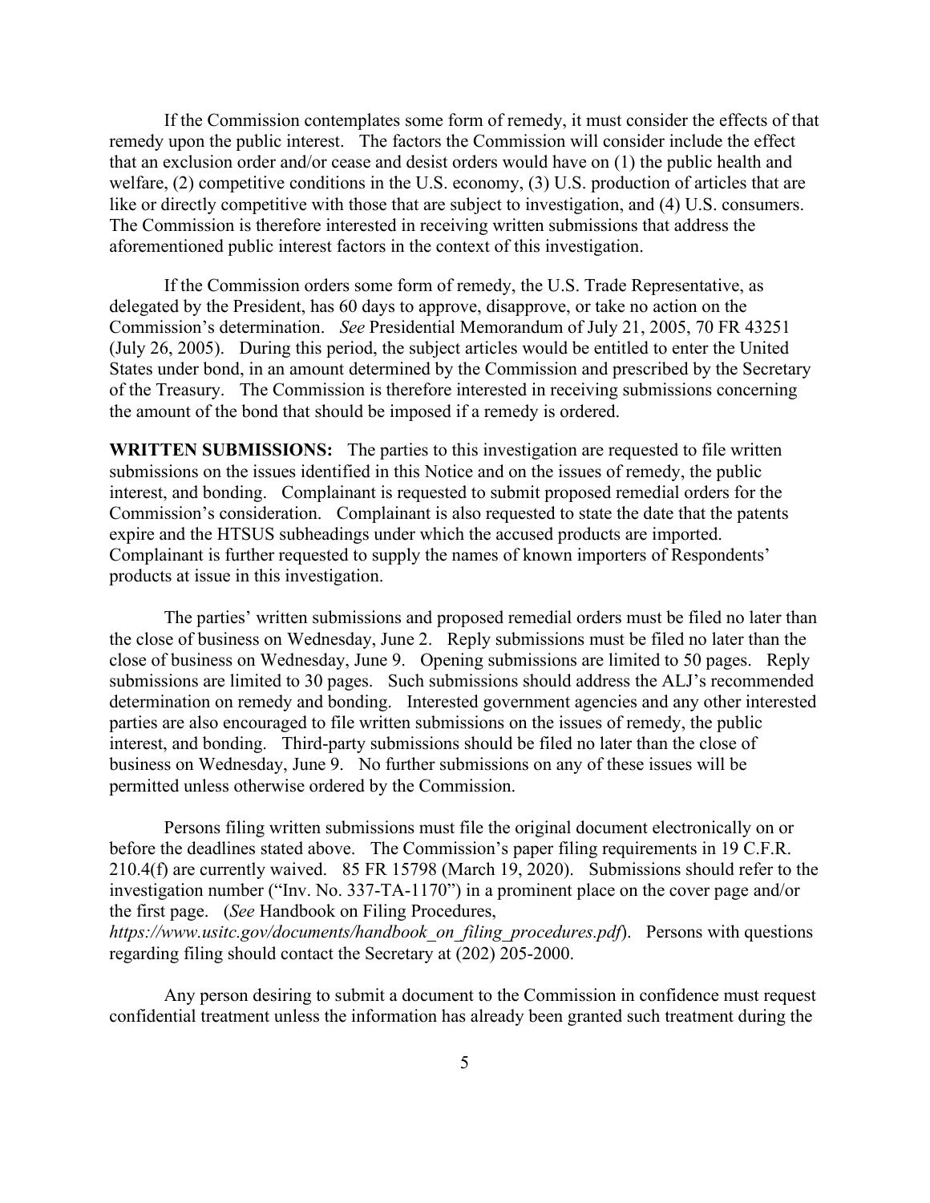If the Commission contemplates some form of remedy, it must consider the effects of that remedy upon the public interest. The factors the Commission will consider include the effect that an exclusion order and/or cease and desist orders would have on (1) the public health and welfare, (2) competitive conditions in the U.S. economy, (3) U.S. production of articles that are like or directly competitive with those that are subject to investigation, and (4) U.S. consumers. The Commission is therefore interested in receiving written submissions that address the aforementioned public interest factors in the context of this investigation.

If the Commission orders some form of remedy, the U.S. Trade Representative, as delegated by the President, has 60 days to approve, disapprove, or take no action on the Commission's determination. *See* Presidential Memorandum of July 21, 2005, 70 FR 43251 (July 26, 2005). During this period, the subject articles would be entitled to enter the United States under bond, in an amount determined by the Commission and prescribed by the Secretary of the Treasury. The Commission is therefore interested in receiving submissions concerning the amount of the bond that should be imposed if a remedy is ordered.

**WRITTEN SUBMISSIONS:** The parties to this investigation are requested to file written submissions on the issues identified in this Notice and on the issues of remedy, the public interest, and bonding. Complainant is requested to submit proposed remedial orders for the Commission's consideration. Complainant is also requested to state the date that the patents expire and the HTSUS subheadings under which the accused products are imported. Complainant is further requested to supply the names of known importers of Respondents' products at issue in this investigation.

The parties' written submissions and proposed remedial orders must be filed no later than the close of business on Wednesday, June 2. Reply submissions must be filed no later than the close of business on Wednesday, June 9. Opening submissions are limited to 50 pages. Reply submissions are limited to 30 pages. Such submissions should address the ALJ's recommended determination on remedy and bonding. Interested government agencies and any other interested parties are also encouraged to file written submissions on the issues of remedy, the public interest, and bonding. Third-party submissions should be filed no later than the close of business on Wednesday, June 9. No further submissions on any of these issues will be permitted unless otherwise ordered by the Commission.

Persons filing written submissions must file the original document electronically on or before the deadlines stated above. The Commission's paper filing requirements in 19 C.F.R. 210.4(f) are currently waived. 85 FR 15798 (March 19, 2020). Submissions should refer to the investigation number ("Inv. No. 337-TA-1170") in a prominent place on the cover page and/or the first page. (*See* Handbook on Filing Procedures, *https://www.usitc.gov/documents/handbook_on_filing_procedures.pdf*). Persons with questions regarding filing should contact the Secretary at (202) 205-2000.

Any person desiring to submit a document to the Commission in confidence must request confidential treatment unless the information has already been granted such treatment during the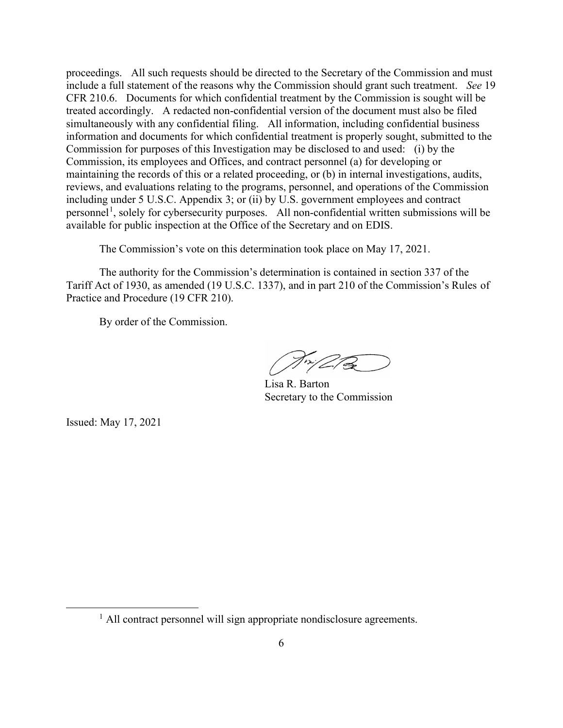proceedings. All such requests should be directed to the Secretary of the Commission and must include a full statement of the reasons why the Commission should grant such treatment. *See* 19 CFR 210.6. Documents for which confidential treatment by the Commission is sought will be treated accordingly. A redacted non-confidential version of the document must also be filed simultaneously with any confidential filing. All information, including confidential business information and documents for which confidential treatment is properly sought, submitted to the Commission for purposes of this Investigation may be disclosed to and used: (i) by the Commission, its employees and Offices, and contract personnel (a) for developing or maintaining the records of this or a related proceeding, or (b) in internal investigations, audits, reviews, and evaluations relating to the programs, personnel, and operations of the Commission including under 5 U.S.C. Appendix 3; or (ii) by U.S. government employees and contract personnel[1], solely for cybersecurity purposes. All non-confidential written submissions will be available for public inspection at the Office of the Secretary and on EDIS.

The Commission's vote on this determination took place on May 17, 2021.

The authority for the Commission's determination is contained in section 337 of the Tariff Act of 1930, as amended (19 U.S.C. 1337), and in part 210 of the Commission's Rules of Practice and Procedure (19 CFR 210).

By order of the Commission.

Lisa R. Barton
Secretary to the Commission

Issued: May 17, 2021

[1] All contract personnel will sign appropriate nondisclosure agreements.